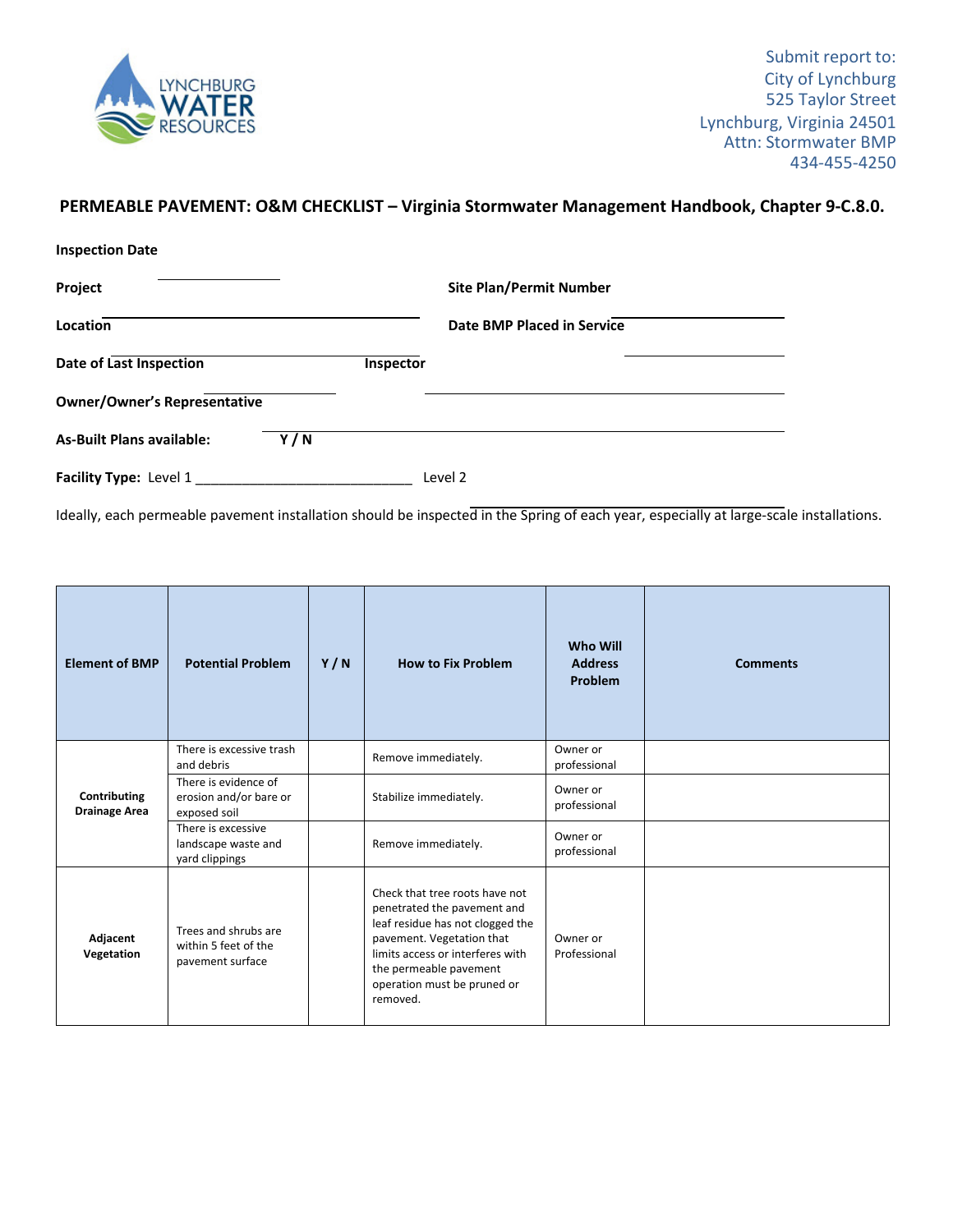LYNCHBURG WATER RESOURCES

Submit report to:
City of Lynchburg
525 Taylor Street
Lynchburg, Virginia 24501
Attn: Stormwater BMP
434-455-4250

## PERMEABLE PAVEMENT: O&M CHECKLIST – Virginia Stormwater Management Handbook, Chapter 9-C.8.0.

**Inspection Date** \_\_\_\_\_\_\_\_\_\_\_\_\_\_\_\_

**Project** \_\_\_\_\_\_\_\_\_\_\_\_\_\_\_\_\_\_\_\_\_\_\_\_\_\_\_\_ **Site Plan/Permit Number** \_\_\_\_\_\_\_\_\_\_\_\_\_\_\_\_

**Location** \_\_\_\_\_\_\_\_\_\_\_\_\_\_\_\_\_\_\_\_\_\_\_\_\_\_\_\_ **Date BMP Placed in Service** \_\_\_\_\_\_\_\_\_\_\_\_\_\_\_\_

**Date of Last Inspection** \_\_\_\_\_\_\_\_\_\_\_\_\_\_\_\_ **Inspector** \_\_\_\_\_\_\_\_\_\_\_\_\_\_\_\_\_\_\_\_\_\_\_\_\_\_\_\_

**Owner/Owner's Representative** \_\_\_\_\_\_\_\_\_\_\_\_\_\_\_\_\_\_\_\_\_\_\_\_\_\_\_\_

**As-Built Plans available:** **Y / N**

**Facility Type:** Level 1 \_\_\_\_\_\_\_\_\_\_\_\_\_\_\_\_\_\_\_\_\_\_\_\_\_\_\_\_ Level 2 \_\_\_\_\_\_\_\_\_\_\_\_\_\_\_\_\_\_\_\_\_\_\_\_\_\_\_\_

Ideally, each permeable pavement installation should be inspected in the Spring of each year, especially at large-scale installations.

| Element of BMP | Potential Problem | Y / N | How to Fix Problem | Who Will Address Problem | Comments |
|---|---|---|---|---|---|
| **Contributing Drainage Area** | There is excessive trash and debris | | Remove immediately. | Owner or professional | |
| | There is evidence of erosion and/or bare or exposed soil | | Stabilize immediately. | Owner or professional | |
| | There is excessive landscape waste and yard clippings | | Remove immediately. | Owner or professional | |
| **Adjacent Vegetation** | Trees and shrubs are within 5 feet of the pavement surface | | Check that tree roots have not penetrated the pavement and leaf residue has not clogged the pavement. Vegetation that limits access or interferes with the permeable pavement operation must be pruned or removed. | Owner or Professional | |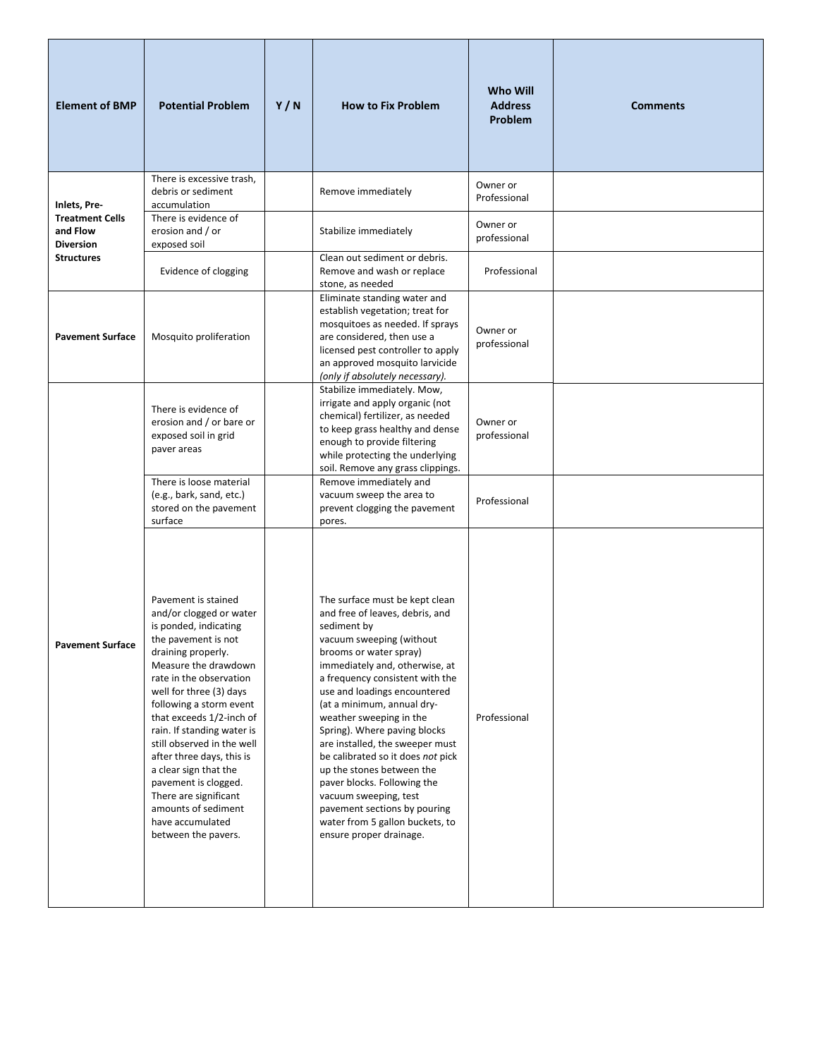| Element of BMP | Potential Problem | Y / N | How to Fix Problem | Who Will Address Problem | Comments |
|---|---|---|---|---|---|
| **Inlets, Pre-Treatment Cells and Flow Diversion Structures** | There is excessive trash, debris or sediment accumulation | | Remove immediately | Owner or Professional | |
| | There is evidence of erosion and / or exposed soil | | Stabilize immediately | Owner or professional | |
| | Evidence of clogging | | Clean out sediment or debris. Remove and wash or replace stone, as needed | Professional | |
| **Pavement Surface** | Mosquito proliferation | | Eliminate standing water and establish vegetation; treat for mosquitoes as needed. If sprays are considered, then use a licensed pest controller to apply an approved mosquito larvicide *(only if absolutely necessary).* | Owner or professional | |
| **Pavement Surface** | There is evidence of erosion and / or bare or exposed soil in grid paver areas | | Stabilize immediately. Mow, irrigate and apply organic (not chemical) fertilizer, as needed to keep grass healthy and dense enough to provide filtering while protecting the underlying soil. Remove any grass clippings. | Owner or professional | |
| | There is loose material (e.g., bark, sand, etc.) stored on the pavement surface | | Remove immediately and vacuum sweep the area to prevent clogging the pavement pores. | Professional | |
| | Pavement is stained and/or clogged or water is ponded, indicating the pavement is not draining properly. Measure the drawdown rate in the observation well for three (3) days following a storm event that exceeds 1/2-inch of rain. If standing water is still observed in the well after three days, this is a clear sign that the pavement is clogged. There are significant amounts of sediment have accumulated between the pavers. | | The surface must be kept clean and free of leaves, debris, and sediment by vacuum sweeping (without brooms or water spray) immediately and, otherwise, at a frequency consistent with the use and loadings encountered (at a minimum, annual dry-weather sweeping in the Spring). Where paving blocks are installed, the sweeper must be calibrated so it does *not* pick up the stones between the paver blocks. Following the vacuum sweeping, test pavement sections by pouring water from 5 gallon buckets, to ensure proper drainage. | Professional | |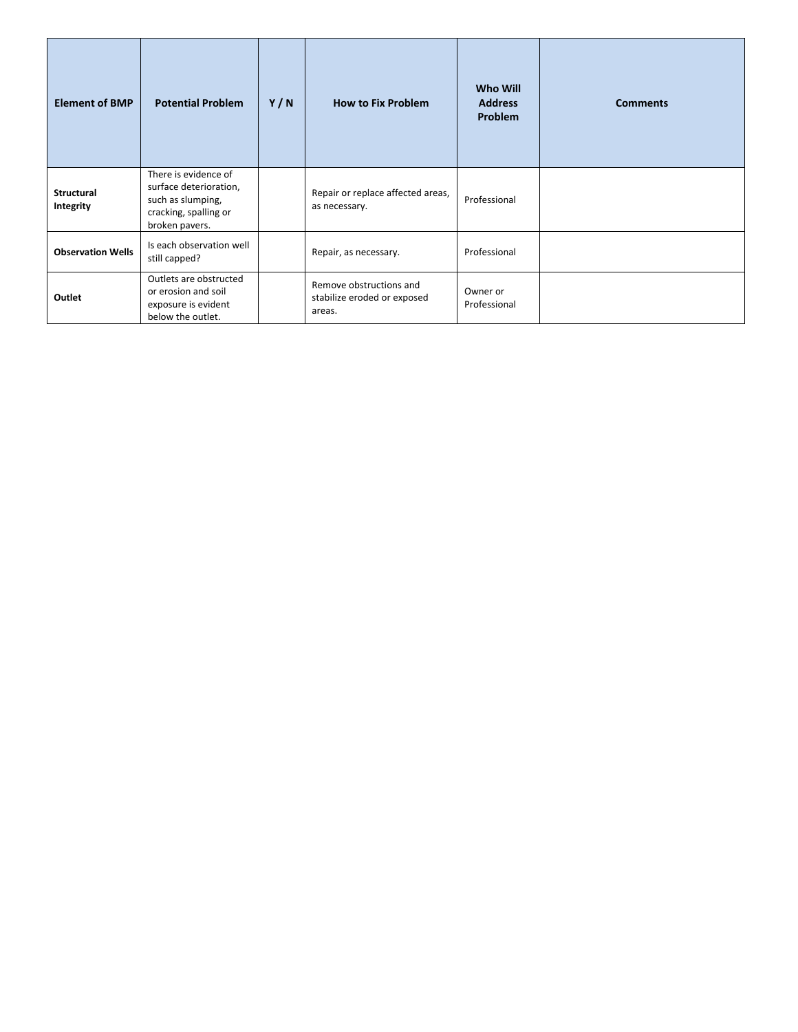| Element of BMP | Potential Problem | Y / N | How to Fix Problem | Who Will Address Problem | Comments |
|---|---|---|---|---|---|
| **Structural Integrity** | There is evidence of surface deterioration, such as slumping, cracking, spalling or broken pavers. | | Repair or replace affected areas, as necessary. | Professional | |
| **Observation Wells** | Is each observation well still capped? | | Repair, as necessary. | Professional | |
| **Outlet** | Outlets are obstructed or erosion and soil exposure is evident below the outlet. | | Remove obstructions and stabilize eroded or exposed areas. | Owner or Professional | |